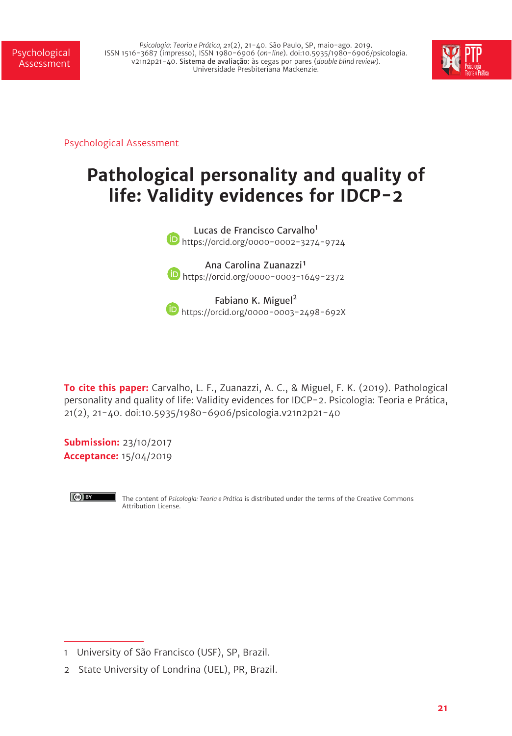Psychological Assessment

# Pathological personality and quality of life: Validity evidences for IDCP-2

Lucas de Francisco Carvalho[1]
https://orcid.org/0000-0002-3274-9724

Ana Carolina Zuanazzi[1]
https://orcid.org/0000-0003-1649-2372

Fabiano K. Miguel[2]
https://orcid.org/0000-0003-2498-692X

**To cite this paper:** Carvalho, L. F., Zuanazzi, A. C., & Miguel, F. K. (2019). Pathological personality and quality of life: Validity evidences for IDCP-2. Psicologia: Teoria e Prática, 21(2), 21-40. doi:10.5935/1980-6906/psicologia.v21n2p21-40

**Submission:** 23/10/2017
**Acceptance:** 15/04/2019

The content of *Psicologia: Teoria e Prática* is distributed under the terms of the Creative Commons Attribution License.

1 University of São Francisco (USF), SP, Brazil.

2 State University of Londrina (UEL), PR, Brazil.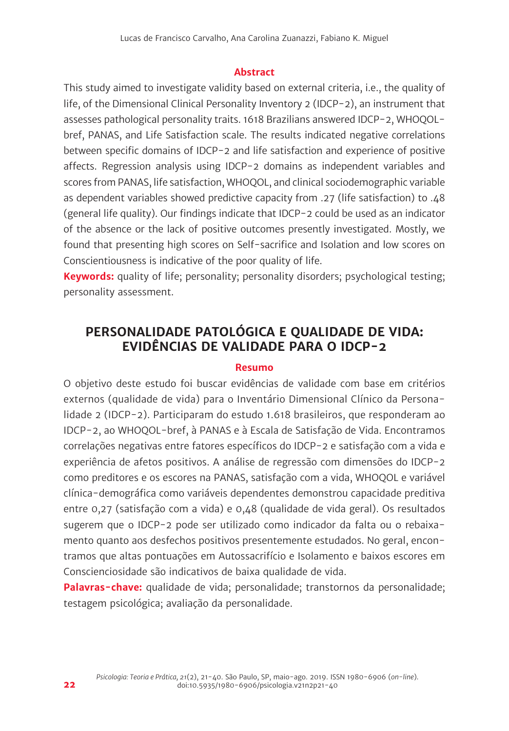## Abstract

This study aimed to investigate validity based on external criteria, i.e., the quality of life, of the Dimensional Clinical Personality Inventory 2 (IDCP-2), an instrument that assesses pathological personality traits. 1618 Brazilians answered IDCP-2, WHOQOL-bref, PANAS, and Life Satisfaction scale. The results indicated negative correlations between specific domains of IDCP-2 and life satisfaction and experience of positive affects. Regression analysis using IDCP-2 domains as independent variables and scores from PANAS, life satisfaction, WHOQOL, and clinical sociodemographic variable as dependent variables showed predictive capacity from .27 (life satisfaction) to .48 (general life quality). Our findings indicate that IDCP-2 could be used as an indicator of the absence or the lack of positive outcomes presently investigated. Mostly, we found that presenting high scores on Self-sacrifice and Isolation and low scores on Conscientiousness is indicative of the poor quality of life.

**Keywords:** quality of life; personality; personality disorders; psychological testing; personality assessment.

# PERSONALIDADE PATOLÓGICA E QUALIDADE DE VIDA: EVIDÊNCIAS DE VALIDADE PARA O IDCP-2

## Resumo

O objetivo deste estudo foi buscar evidências de validade com base em critérios externos (qualidade de vida) para o Inventário Dimensional Clínico da Personalidade 2 (IDCP-2). Participaram do estudo 1.618 brasileiros, que responderam ao IDCP-2, ao WHOQOL-bref, à PANAS e à Escala de Satisfação de Vida. Encontramos correlações negativas entre fatores específicos do IDCP-2 e satisfação com a vida e experiência de afetos positivos. A análise de regressão com dimensões do IDCP-2 como preditores e os escores na PANAS, satisfação com a vida, WHOQOL e variável clínica-demográfica como variáveis dependentes demonstrou capacidade preditiva entre 0,27 (satisfação com a vida) e 0,48 (qualidade de vida geral). Os resultados sugerem que o IDCP-2 pode ser utilizado como indicador da falta ou o rebaixamento quanto aos desfechos positivos presentemente estudados. No geral, encontramos que altas pontuações em Autossacrifício e Isolamento e baixos escores em Conscienciosidade são indicativos de baixa qualidade de vida.

**Palavras-chave:** qualidade de vida; personalidade; transtornos da personalidade; testagem psicológica; avaliação da personalidade.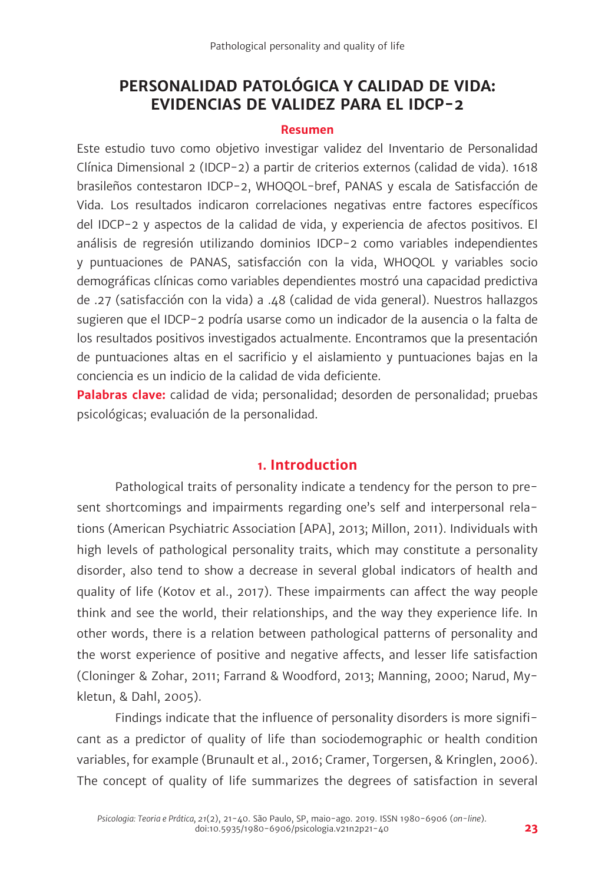## PERSONALIDAD PATOLÓGICA Y CALIDAD DE VIDA: EVIDENCIAS DE VALIDEZ PARA EL IDCP-2

### Resumen

Este estudio tuvo como objetivo investigar validez del Inventario de Personalidad Clínica Dimensional 2 (IDCP-2) a partir de criterios externos (calidad de vida). 1618 brasileños contestaron IDCP-2, WHOQOL-bref, PANAS y escala de Satisfacción de Vida. Los resultados indicaron correlaciones negativas entre factores específicos del IDCP-2 y aspectos de la calidad de vida, y experiencia de afectos positivos. El análisis de regresión utilizando dominios IDCP-2 como variables independientes y puntuaciones de PANAS, satisfacción con la vida, WHOQOL y variables socio demográficas clínicas como variables dependientes mostró una capacidad predictiva de .27 (satisfacción con la vida) a .48 (calidad de vida general). Nuestros hallazgos sugieren que el IDCP-2 podría usarse como un indicador de la ausencia o la falta de los resultados positivos investigados actualmente. Encontramos que la presentación de puntuaciones altas en el sacrificio y el aislamiento y puntuaciones bajas en la conciencia es un indicio de la calidad de vida deficiente.

**Palabras clave:** calidad de vida; personalidad; desorden de personalidad; pruebas psicológicas; evaluación de la personalidad.

## 1. Introduction

Pathological traits of personality indicate a tendency for the person to present shortcomings and impairments regarding one's self and interpersonal relations (American Psychiatric Association [APA], 2013; Millon, 2011). Individuals with high levels of pathological personality traits, which may constitute a personality disorder, also tend to show a decrease in several global indicators of health and quality of life (Kotov et al., 2017). These impairments can affect the way people think and see the world, their relationships, and the way they experience life. In other words, there is a relation between pathological patterns of personality and the worst experience of positive and negative affects, and lesser life satisfaction (Cloninger & Zohar, 2011; Farrand & Woodford, 2013; Manning, 2000; Narud, Mykletun, & Dahl, 2005).

Findings indicate that the influence of personality disorders is more significant as a predictor of quality of life than sociodemographic or health condition variables, for example (Brunault et al., 2016; Cramer, Torgersen, & Kringlen, 2006). The concept of quality of life summarizes the degrees of satisfaction in several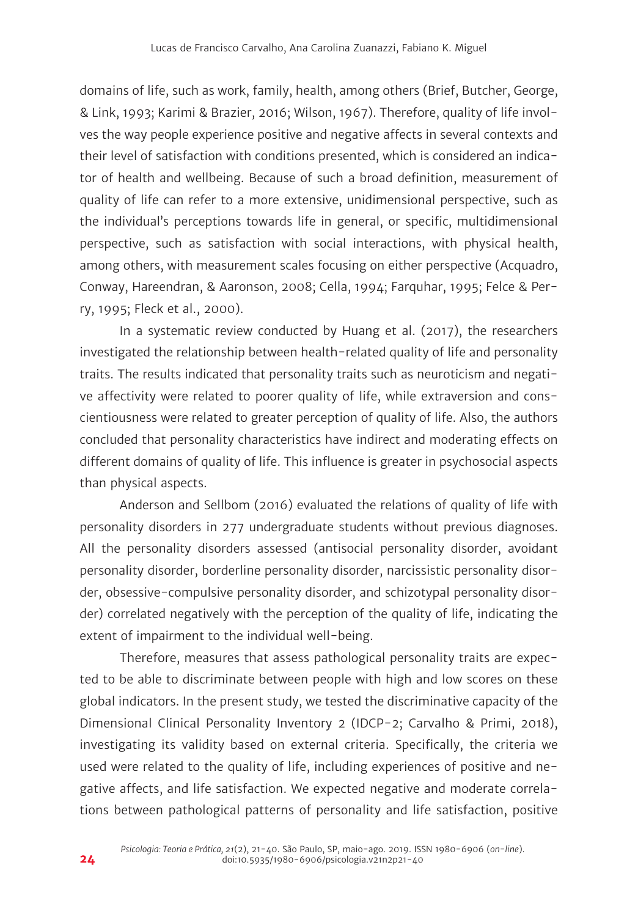domains of life, such as work, family, health, among others (Brief, Butcher, George, & Link, 1993; Karimi & Brazier, 2016; Wilson, 1967). Therefore, quality of life involves the way people experience positive and negative affects in several contexts and their level of satisfaction with conditions presented, which is considered an indicator of health and wellbeing. Because of such a broad definition, measurement of quality of life can refer to a more extensive, unidimensional perspective, such as the individual's perceptions towards life in general, or specific, multidimensional perspective, such as satisfaction with social interactions, with physical health, among others, with measurement scales focusing on either perspective (Acquadro, Conway, Hareendran, & Aaronson, 2008; Cella, 1994; Farquhar, 1995; Felce & Perry, 1995; Fleck et al., 2000).

In a systematic review conducted by Huang et al. (2017), the researchers investigated the relationship between health-related quality of life and personality traits. The results indicated that personality traits such as neuroticism and negative affectivity were related to poorer quality of life, while extraversion and conscientiousness were related to greater perception of quality of life. Also, the authors concluded that personality characteristics have indirect and moderating effects on different domains of quality of life. This influence is greater in psychosocial aspects than physical aspects.

Anderson and Sellbom (2016) evaluated the relations of quality of life with personality disorders in 277 undergraduate students without previous diagnoses. All the personality disorders assessed (antisocial personality disorder, avoidant personality disorder, borderline personality disorder, narcissistic personality disorder, obsessive-compulsive personality disorder, and schizotypal personality disorder) correlated negatively with the perception of the quality of life, indicating the extent of impairment to the individual well-being.

Therefore, measures that assess pathological personality traits are expected to be able to discriminate between people with high and low scores on these global indicators. In the present study, we tested the discriminative capacity of the Dimensional Clinical Personality Inventory 2 (IDCP-2; Carvalho & Primi, 2018), investigating its validity based on external criteria. Specifically, the criteria we used were related to the quality of life, including experiences of positive and negative affects, and life satisfaction. We expected negative and moderate correlations between pathological patterns of personality and life satisfaction, positive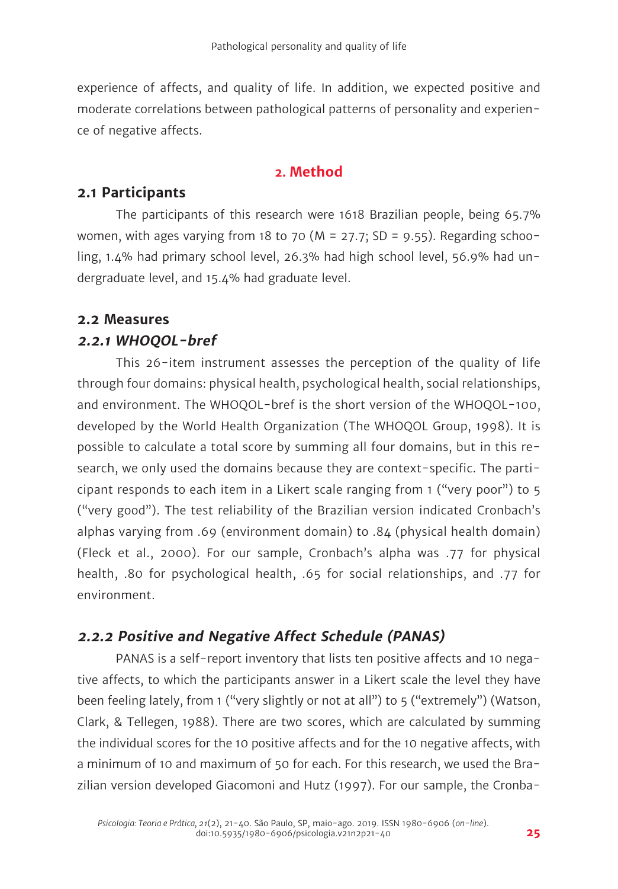experience of affects, and quality of life. In addition, we expected positive and moderate correlations between pathological patterns of personality and experience of negative affects.

# 2. Method

## 2.1 Participants

The participants of this research were 1618 Brazilian people, being 65.7% women, with ages varying from 18 to 70 (M = 27.7; SD = 9.55). Regarding schooling, 1.4% had primary school level, 26.3% had high school level, 56.9% had undergraduate level, and 15.4% had graduate level.

## 2.2 Measures

### *2.2.1 WHOQOL-bref*

This 26-item instrument assesses the perception of the quality of life through four domains: physical health, psychological health, social relationships, and environment. The WHOQOL-bref is the short version of the WHOQOL-100, developed by the World Health Organization (The WHOQOL Group, 1998). It is possible to calculate a total score by summing all four domains, but in this research, we only used the domains because they are context-specific. The participant responds to each item in a Likert scale ranging from 1 ("very poor") to 5 ("very good"). The test reliability of the Brazilian version indicated Cronbach's alphas varying from .69 (environment domain) to .84 (physical health domain) (Fleck et al., 2000). For our sample, Cronbach's alpha was .77 for physical health, .80 for psychological health, .65 for social relationships, and .77 for environment.

### *2.2.2 Positive and Negative Affect Schedule (PANAS)*

PANAS is a self-report inventory that lists ten positive affects and 10 negative affects, to which the participants answer in a Likert scale the level they have been feeling lately, from 1 ("very slightly or not at all") to 5 ("extremely") (Watson, Clark, & Tellegen, 1988). There are two scores, which are calculated by summing the individual scores for the 10 positive affects and for the 10 negative affects, with a minimum of 10 and maximum of 50 for each. For this research, we used the Brazilian version developed Giacomoni and Hutz (1997). For our sample, the Cronba-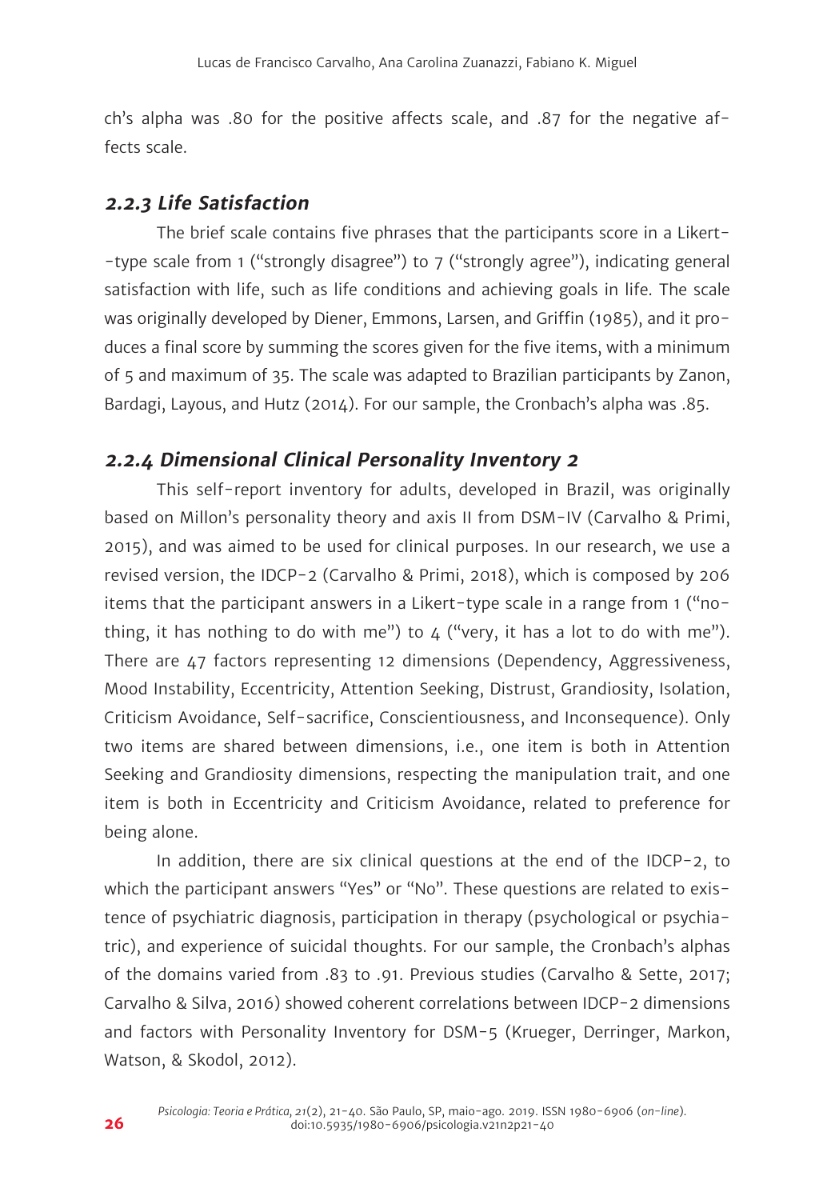ch's alpha was .80 for the positive affects scale, and .87 for the negative affects scale.

### *2.2.3 Life Satisfaction*

The brief scale contains five phrases that the participants score in a Likert-type scale from 1 ("strongly disagree") to 7 ("strongly agree"), indicating general satisfaction with life, such as life conditions and achieving goals in life. The scale was originally developed by Diener, Emmons, Larsen, and Griffin (1985), and it produces a final score by summing the scores given for the five items, with a minimum of 5 and maximum of 35. The scale was adapted to Brazilian participants by Zanon, Bardagi, Layous, and Hutz (2014). For our sample, the Cronbach's alpha was .85.

### *2.2.4 Dimensional Clinical Personality Inventory 2*

This self-report inventory for adults, developed in Brazil, was originally based on Millon's personality theory and axis II from DSM-IV (Carvalho & Primi, 2015), and was aimed to be used for clinical purposes. In our research, we use a revised version, the IDCP-2 (Carvalho & Primi, 2018), which is composed by 206 items that the participant answers in a Likert-type scale in a range from 1 ("nothing, it has nothing to do with me") to 4 ("very, it has a lot to do with me"). There are 47 factors representing 12 dimensions (Dependency, Aggressiveness, Mood Instability, Eccentricity, Attention Seeking, Distrust, Grandiosity, Isolation, Criticism Avoidance, Self-sacrifice, Conscientiousness, and Inconsequence). Only two items are shared between dimensions, i.e., one item is both in Attention Seeking and Grandiosity dimensions, respecting the manipulation trait, and one item is both in Eccentricity and Criticism Avoidance, related to preference for being alone.

In addition, there are six clinical questions at the end of the IDCP-2, to which the participant answers "Yes" or "No". These questions are related to existence of psychiatric diagnosis, participation in therapy (psychological or psychiatric), and experience of suicidal thoughts. For our sample, the Cronbach's alphas of the domains varied from .83 to .91. Previous studies (Carvalho & Sette, 2017; Carvalho & Silva, 2016) showed coherent correlations between IDCP-2 dimensions and factors with Personality Inventory for DSM-5 (Krueger, Derringer, Markon, Watson, & Skodol, 2012).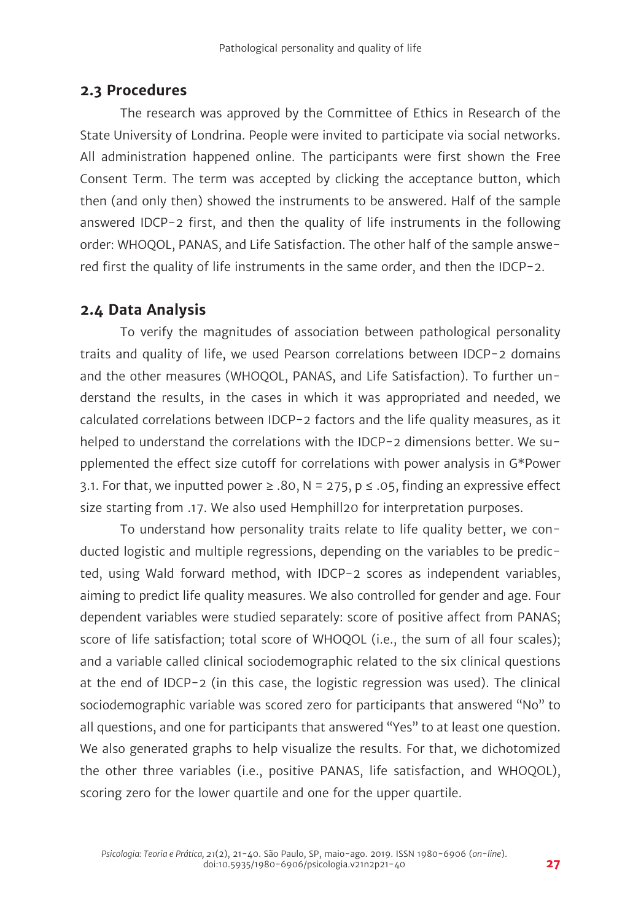## 2.3 Procedures

The research was approved by the Committee of Ethics in Research of the State University of Londrina. People were invited to participate via social networks. All administration happened online. The participants were first shown the Free Consent Term. The term was accepted by clicking the acceptance button, which then (and only then) showed the instruments to be answered. Half of the sample answered IDCP-2 first, and then the quality of life instruments in the following order: WHOQOL, PANAS, and Life Satisfaction. The other half of the sample answered first the quality of life instruments in the same order, and then the IDCP-2.

## 2.4 Data Analysis

To verify the magnitudes of association between pathological personality traits and quality of life, we used Pearson correlations between IDCP-2 domains and the other measures (WHOQOL, PANAS, and Life Satisfaction). To further understand the results, in the cases in which it was appropriated and needed, we calculated correlations between IDCP-2 factors and the life quality measures, as it helped to understand the correlations with the IDCP-2 dimensions better. We supplemented the effect size cutoff for correlations with power analysis in G*Power 3.1. For that, we inputted power $\geq .80$, N = 275, $p \leq .05$, finding an expressive effect size starting from .17. We also used Hemphill20 for interpretation purposes.

To understand how personality traits relate to life quality better, we conducted logistic and multiple regressions, depending on the variables to be predicted, using Wald forward method, with IDCP-2 scores as independent variables, aiming to predict life quality measures. We also controlled for gender and age. Four dependent variables were studied separately: score of positive affect from PANAS; score of life satisfaction; total score of WHOQOL (i.e., the sum of all four scales); and a variable called clinical sociodemographic related to the six clinical questions at the end of IDCP-2 (in this case, the logistic regression was used). The clinical sociodemographic variable was scored zero for participants that answered "No" to all questions, and one for participants that answered "Yes" to at least one question. We also generated graphs to help visualize the results. For that, we dichotomized the other three variables (i.e., positive PANAS, life satisfaction, and WHOQOL), scoring zero for the lower quartile and one for the upper quartile.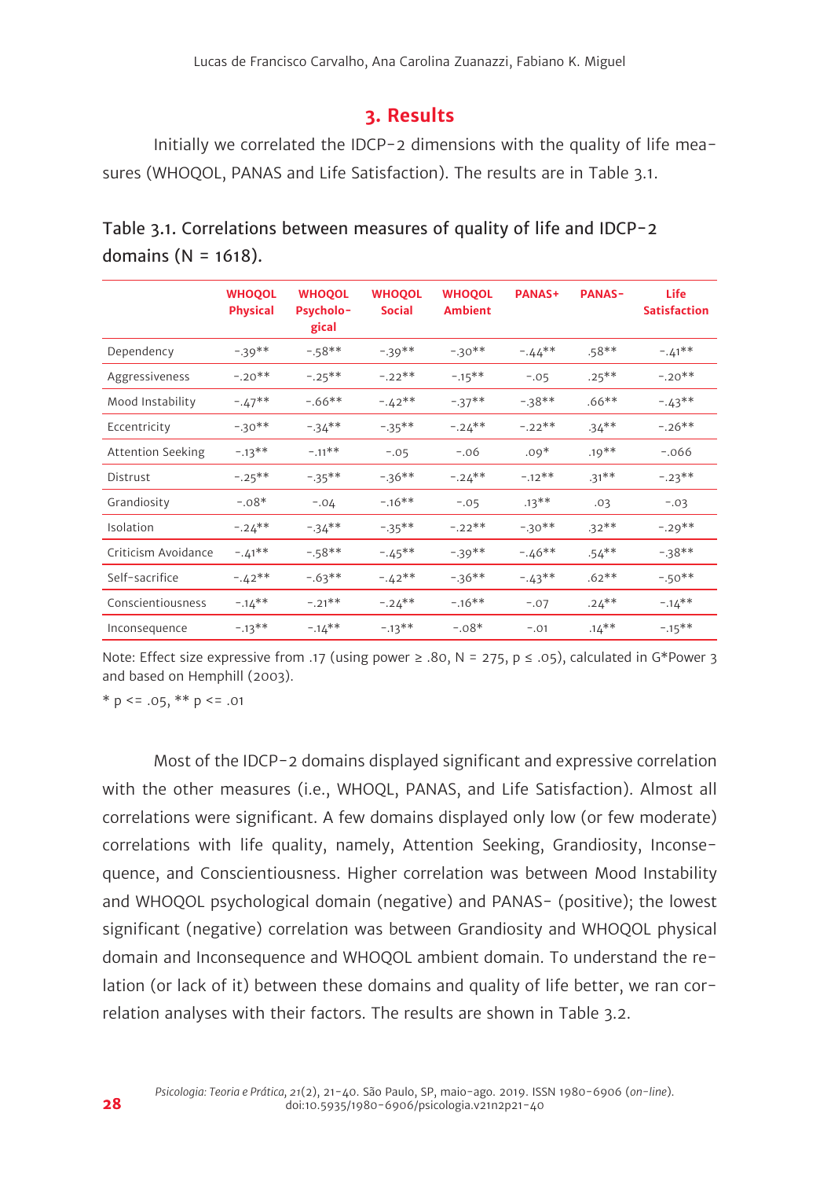## 3. Results

Initially we correlated the IDCP-2 dimensions with the quality of life measures (WHOQOL, PANAS and Life Satisfaction). The results are in Table 3.1.

Table 3.1. Correlations between measures of quality of life and IDCP-2 domains (N = 1618).

| | WHOQOL Physical | WHOQOL Psychological | WHOQOL Social | WHOQOL Ambient | PANAS+ | PANAS- | Life Satisfaction |
|---|---|---|---|---|---|---|---|
| Dependency | -.39** | -.58** | -.39** | -.30** | -.44** | .58** | -.41** |
| Aggressiveness | -.20** | -.25** | -.22** | -.15** | -.05 | .25** | -.20** |
| Mood Instability | -.47** | -.66** | -.42** | -.37** | -.38** | .66** | -.43** |
| Eccentricity | -.30** | -.34** | -.35** | -.24** | -.22** | .34** | -.26** |
| Attention Seeking | -.13** | -.11** | -.05 | -.06 | .09* | .19** | -.066 |
| Distrust | -.25** | -.35** | -.36** | -.24** | -.12** | .31** | -.23** |
| Grandiosity | -.08* | -.04 | -.16** | -.05 | .13** | .03 | -.03 |
| Isolation | -.24** | -.34** | -.35** | -.22** | -.30** | .32** | -.29** |
| Criticism Avoidance | -.41** | -.58** | -.45** | -.39** | -.46** | .54** | -.38** |
| Self-sacrifice | -.42** | -.63** | -.42** | -.36** | -.43** | .62** | -.50** |
| Conscientiousness | -.14** | -.21** | -.24** | -.16** | -.07 | .24** | -.14** |
| Inconsequence | -.13** | -.14** | -.13** | -.08* | -.01 | .14** | -.15** |

Note: Effect size expressive from .17 (using power ≥ .80, N = 275, p ≤ .05), calculated in G*Power 3 and based on Hemphill (2003).

* p <= .05, ** p <= .01

Most of the IDCP-2 domains displayed significant and expressive correlation with the other measures (i.e., WHOQL, PANAS, and Life Satisfaction). Almost all correlations were significant. A few domains displayed only low (or few moderate) correlations with life quality, namely, Attention Seeking, Grandiosity, Inconsequence, and Conscientiousness. Higher correlation was between Mood Instability and WHOQOL psychological domain (negative) and PANAS- (positive); the lowest significant (negative) correlation was between Grandiosity and WHOQOL physical domain and Inconsequence and WHOQOL ambient domain. To understand the relation (or lack of it) between these domains and quality of life better, we ran correlation analyses with their factors. The results are shown in Table 3.2.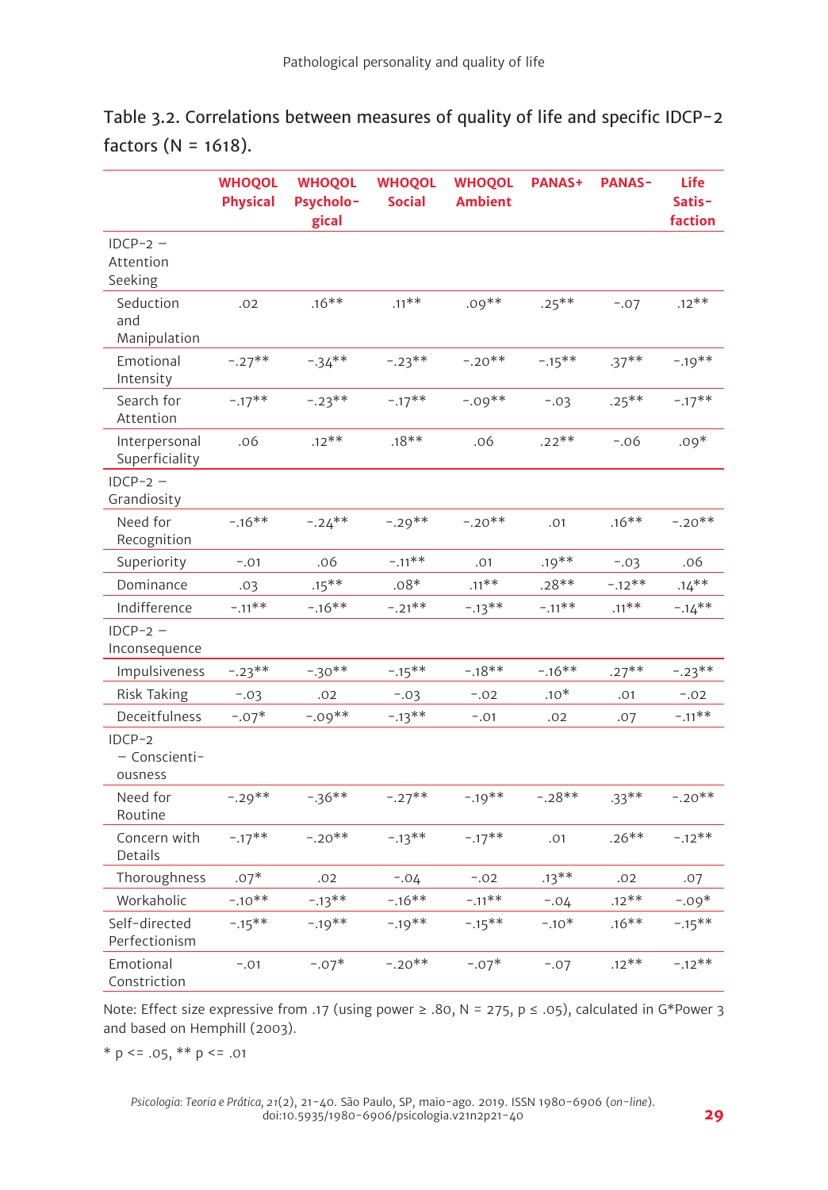Table 3.2. Correlations between measures of quality of life and specific IDCP-2 factors (N = 1618).

| | WHOQOL Physical | WHOQOL Psychological | WHOQOL Social | WHOQOL Ambient | PANAS+ | PANAS- | Life Satisfaction |
|---|---|---|---|---|---|---|---|
| IDCP-2 – Attention Seeking | | | | | | | |
| Seduction and Manipulation | .02 | .16** | .11** | .09** | .25** | -.07 | .12** |
| Emotional Intensity | -.27** | -.34** | -.23** | -.20** | -.15** | .37** | -.19** |
| Search for Attention | -.17** | -.23** | -.17** | -.09** | -.03 | .25** | -.17** |
| Interpersonal Superficiality | .06 | .12** | .18** | .06 | .22** | -.06 | .09* |
| IDCP-2 – Grandiosity | | | | | | | |
| Need for Recognition | -.16** | -.24** | -.29** | -.20** | .01 | .16** | -.20** |
| Superiority | -.01 | .06 | -.11** | .01 | .19** | -.03 | .06 |
| Dominance | .03 | .15** | .08* | .11** | .28** | -.12** | .14** |
| Indifference | -.11** | -.16** | -.21** | -.13** | -.11** | .11** | -.14** |
| IDCP-2 – Inconsequence | | | | | | | |
| Impulsiveness | -.23** | -.30** | -.15** | -.18** | -.16** | .27** | -.23** |
| Risk Taking | -.03 | .02 | -.03 | -.02 | .10* | .01 | -.02 |
| Deceitfulness | -.07* | -.09** | -.13** | -.01 | .02 | .07 | -.11** |
| IDCP-2 – Conscientiousness | | | | | | | |
| Need for Routine | -.29** | -.36** | -.27** | -.19** | -.28** | .33** | -.20** |
| Concern with Details | -.17** | -.20** | -.13** | -.17** | .01 | .26** | -.12** |
| Thoroughness | .07* | .02 | -.04 | -.02 | .13** | .02 | .07 |
| Workaholic | -.10** | -.13** | -.16** | -.11** | -.04 | .12** | -.09* |
| Self-directed Perfectionism | -.15** | -.19** | -.19** | -.15** | -.10* | .16** | -.15** |
| Emotional Constriction | -.01 | -.07* | -.20** | -.07* | -.07 | .12** | -.12** |

Note: Effect size expressive from .17 (using power ≥ .80, N = 275, p ≤ .05), calculated in G*Power 3 and based on Hemphill (2003).

* p <= .05, ** p <= .01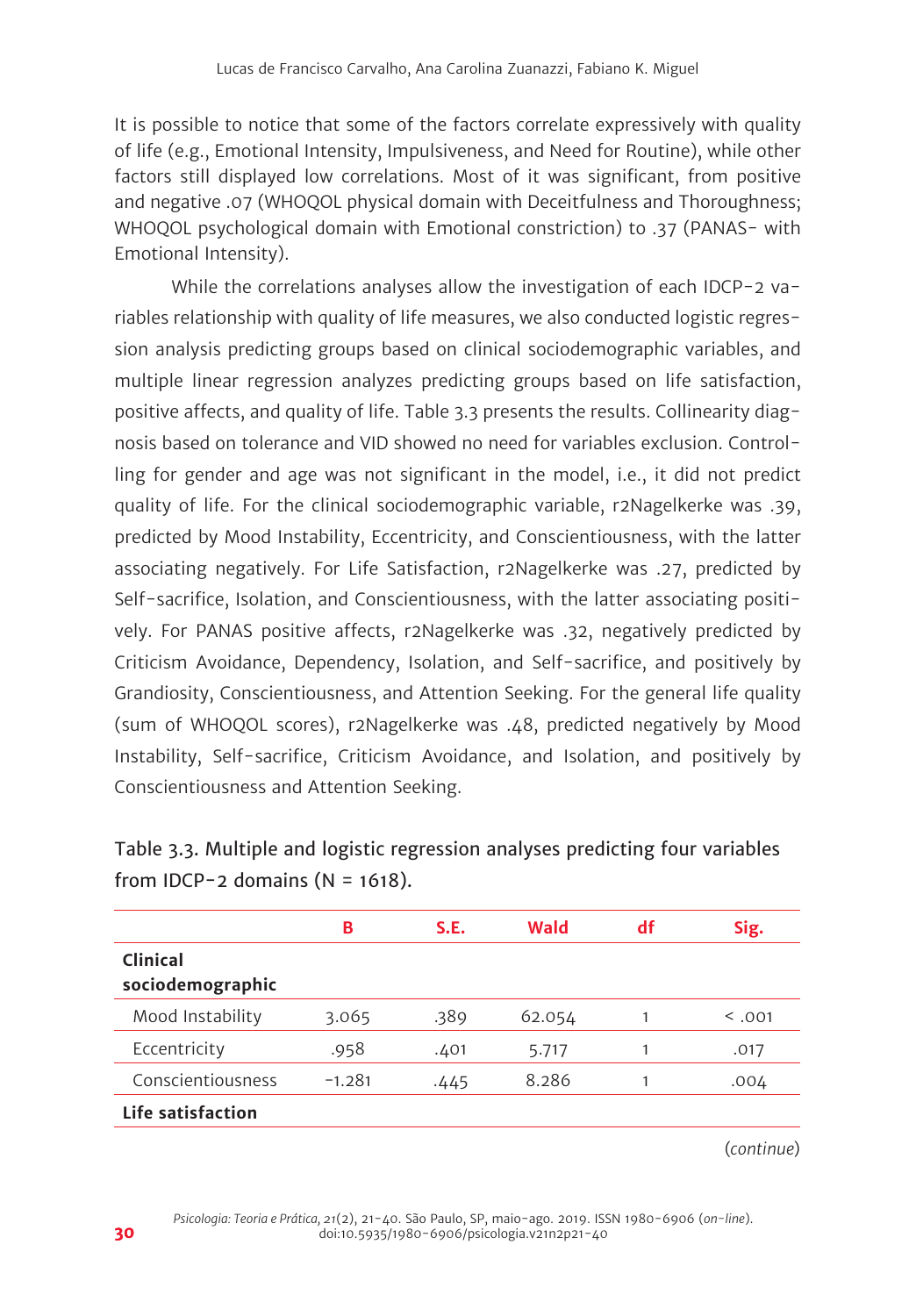It is possible to notice that some of the factors correlate expressively with quality of life (e.g., Emotional Intensity, Impulsiveness, and Need for Routine), while other factors still displayed low correlations. Most of it was significant, from positive and negative .07 (WHOQOL physical domain with Deceitfulness and Thoroughness; WHOQOL psychological domain with Emotional constriction) to .37 (PANAS- with Emotional Intensity).

While the correlations analyses allow the investigation of each IDCP-2 variables relationship with quality of life measures, we also conducted logistic regression analysis predicting groups based on clinical sociodemographic variables, and multiple linear regression analyzes predicting groups based on life satisfaction, positive affects, and quality of life. Table 3.3 presents the results. Collinearity diagnosis based on tolerance and VID showed no need for variables exclusion. Controlling for gender and age was not significant in the model, i.e., it did not predict quality of life. For the clinical sociodemographic variable, r2Nagelkerke was .39, predicted by Mood Instability, Eccentricity, and Conscientiousness, with the latter associating negatively. For Life Satisfaction, r2Nagelkerke was .27, predicted by Self-sacrifice, Isolation, and Conscientiousness, with the latter associating positively. For PANAS positive affects, r2Nagelkerke was .32, negatively predicted by Criticism Avoidance, Dependency, Isolation, and Self-sacrifice, and positively by Grandiosity, Conscientiousness, and Attention Seeking. For the general life quality (sum of WHOQOL scores), r2Nagelkerke was .48, predicted negatively by Mood Instability, Self-sacrifice, Criticism Avoidance, and Isolation, and positively by Conscientiousness and Attention Seeking.

Table 3.3. Multiple and logistic regression analyses predicting four variables from IDCP-2 domains (N = 1618).

| | B | S.E. | Wald | df | Sig. |
|---|---|---|---|---|---|
| **Clinical sociodemographic** | | | | | |
| Mood Instability | 3.065 | .389 | 62.054 | 1 | < .001 |
| Eccentricity | .958 | .401 | 5.717 | 1 | .017 |
| Conscientiousness | −1.281 | .445 | 8.286 | 1 | .004 |
| **Life satisfaction** | | | | | |

(*continue*)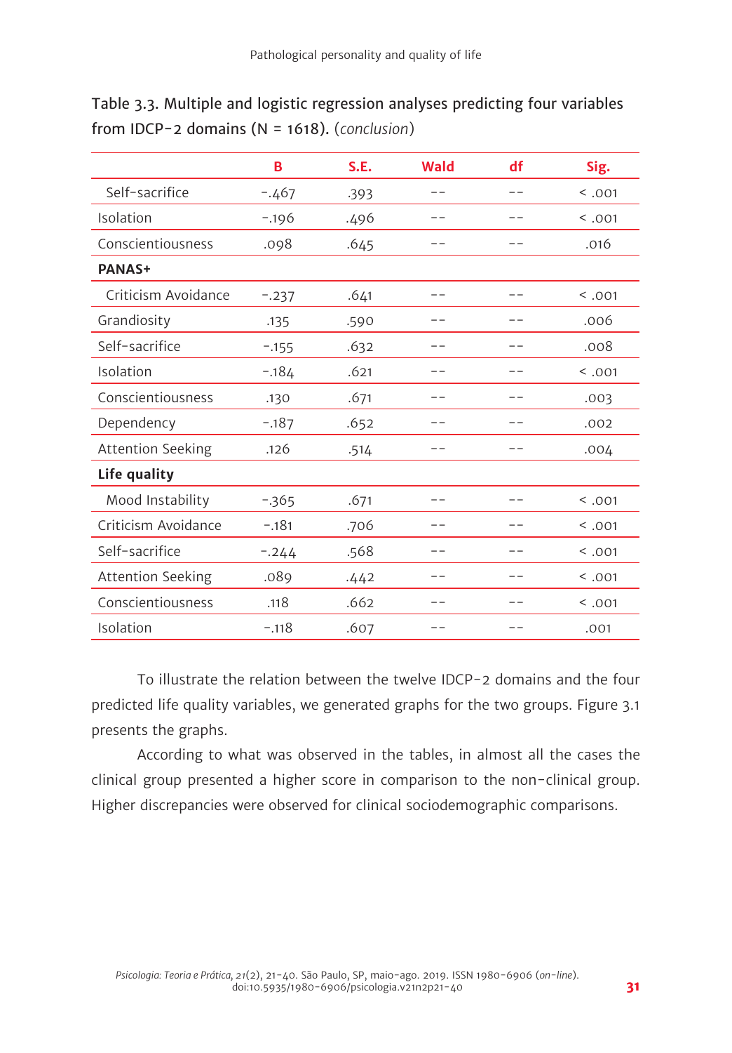Table 3.3. Multiple and logistic regression analyses predicting four variables from IDCP-2 domains (N = 1618). (*conclusion*)

| | B | S.E. | Wald | df | Sig. |
|---|---|---|---|---|---|
| Self-sacrifice | -.467 | .393 | -- | -- | < .001 |
| Isolation | -.196 | .496 | -- | -- | < .001 |
| Conscientiousness | .098 | .645 | -- | -- | .016 |
| **PANAS+** | | | | | |
| Criticism Avoidance | -.237 | .641 | -- | -- | < .001 |
| Grandiosity | .135 | .590 | -- | -- | .006 |
| Self-sacrifice | -.155 | .632 | -- | -- | .008 |
| Isolation | -.184 | .621 | -- | -- | < .001 |
| Conscientiousness | .130 | .671 | -- | -- | .003 |
| Dependency | -.187 | .652 | -- | -- | .002 |
| Attention Seeking | .126 | .514 | -- | -- | .004 |
| **Life quality** | | | | | |
| Mood Instability | -.365 | .671 | -- | -- | < .001 |
| Criticism Avoidance | -.181 | .706 | -- | -- | < .001 |
| Self-sacrifice | -.244 | .568 | -- | -- | < .001 |
| Attention Seeking | .089 | .442 | -- | -- | < .001 |
| Conscientiousness | .118 | .662 | -- | -- | < .001 |
| Isolation | -.118 | .607 | -- | -- | .001 |

To illustrate the relation between the twelve IDCP-2 domains and the four predicted life quality variables, we generated graphs for the two groups. Figure 3.1 presents the graphs.

According to what was observed in the tables, in almost all the cases the clinical group presented a higher score in comparison to the non-clinical group. Higher discrepancies were observed for clinical sociodemographic comparisons.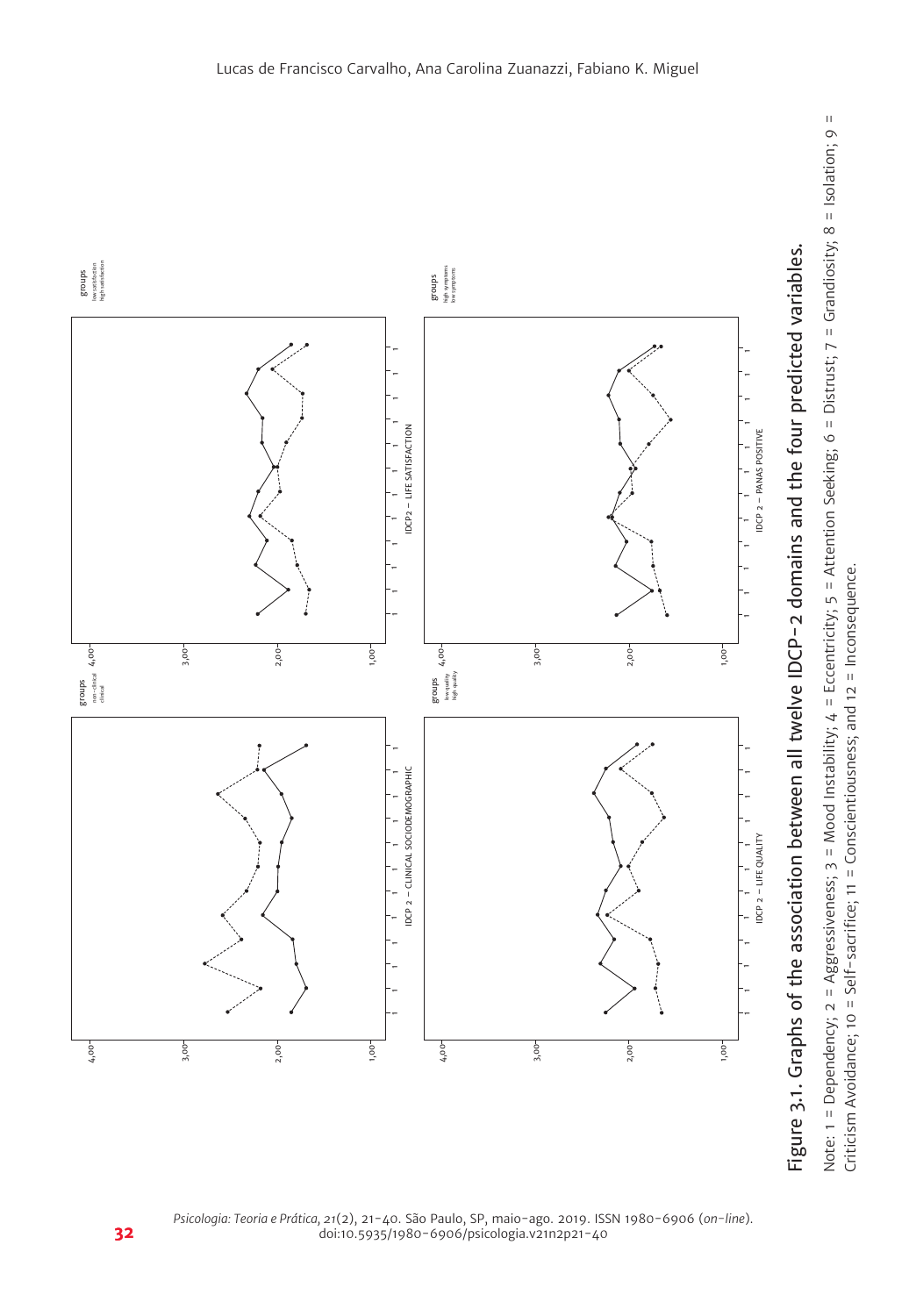Figure 3.1. Graphs of the association between all twelve IDCP-2 domains and the four predicted variables.

Note: 1 = Dependency; 2 = Aggressiveness; 3 = Mood Instability; 4 = Eccentricity; 5 = Attention Seeking; 6 = Distrust; 7 = Grandiosity; 8 = Isolation; 9 = Criticism Avoidance; 10 = Self-sacrifice; 11 = Conscientiousness; and 12 = Inconsequence.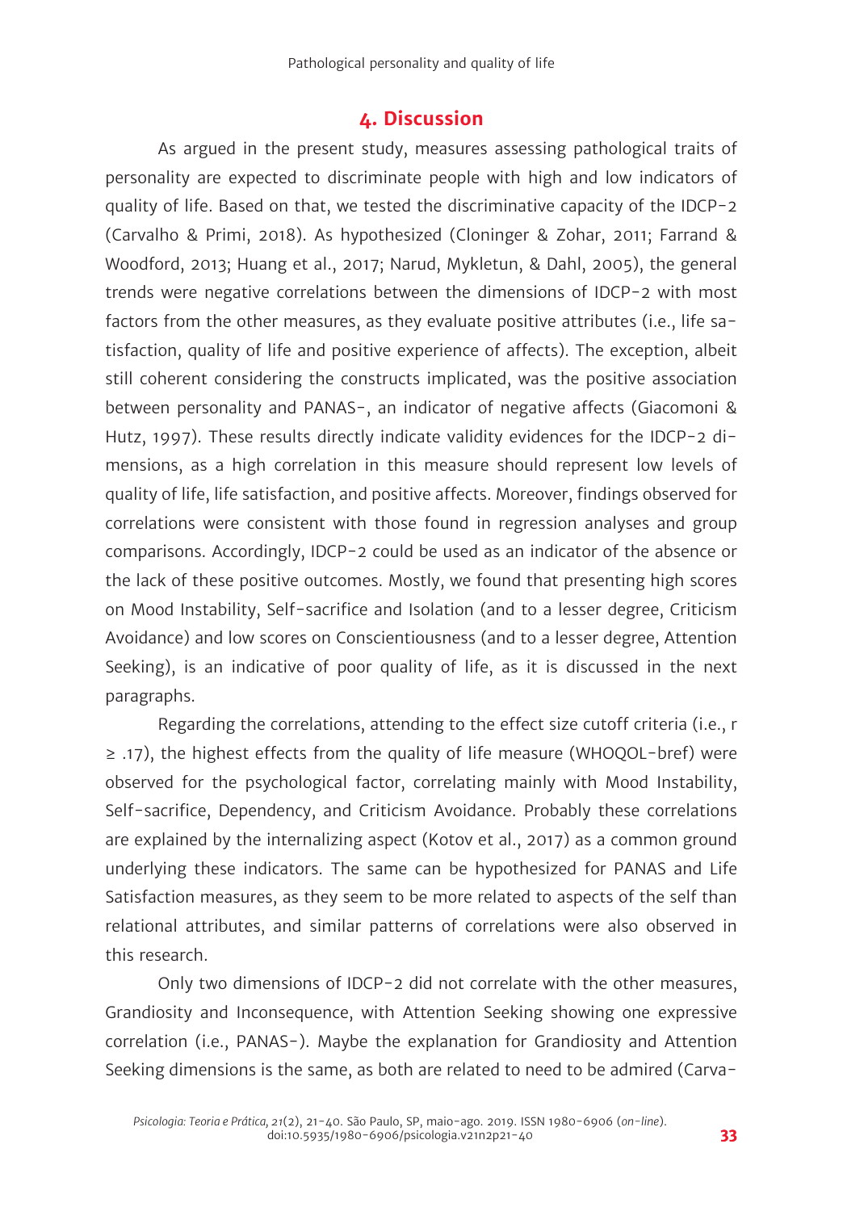## 4. Discussion

As argued in the present study, measures assessing pathological traits of personality are expected to discriminate people with high and low indicators of quality of life. Based on that, we tested the discriminative capacity of the IDCP-2 (Carvalho & Primi, 2018). As hypothesized (Cloninger & Zohar, 2011; Farrand & Woodford, 2013; Huang et al., 2017; Narud, Mykletun, & Dahl, 2005), the general trends were negative correlations between the dimensions of IDCP-2 with most factors from the other measures, as they evaluate positive attributes (i.e., life satisfaction, quality of life and positive experience of affects). The exception, albeit still coherent considering the constructs implicated, was the positive association between personality and PANAS-, an indicator of negative affects (Giacomoni & Hutz, 1997). These results directly indicate validity evidences for the IDCP-2 dimensions, as a high correlation in this measure should represent low levels of quality of life, life satisfaction, and positive affects. Moreover, findings observed for correlations were consistent with those found in regression analyses and group comparisons. Accordingly, IDCP-2 could be used as an indicator of the absence or the lack of these positive outcomes. Mostly, we found that presenting high scores on Mood Instability, Self-sacrifice and Isolation (and to a lesser degree, Criticism Avoidance) and low scores on Conscientiousness (and to a lesser degree, Attention Seeking), is an indicative of poor quality of life, as it is discussed in the next paragraphs.

Regarding the correlations, attending to the effect size cutoff criteria (i.e., $r \geq .17$), the highest effects from the quality of life measure (WHOQOL-bref) were observed for the psychological factor, correlating mainly with Mood Instability, Self-sacrifice, Dependency, and Criticism Avoidance. Probably these correlations are explained by the internalizing aspect (Kotov et al., 2017) as a common ground underlying these indicators. The same can be hypothesized for PANAS and Life Satisfaction measures, as they seem to be more related to aspects of the self than relational attributes, and similar patterns of correlations were also observed in this research.

Only two dimensions of IDCP-2 did not correlate with the other measures, Grandiosity and Inconsequence, with Attention Seeking showing one expressive correlation (i.e., PANAS-). Maybe the explanation for Grandiosity and Attention Seeking dimensions is the same, as both are related to need to be admired (Carva-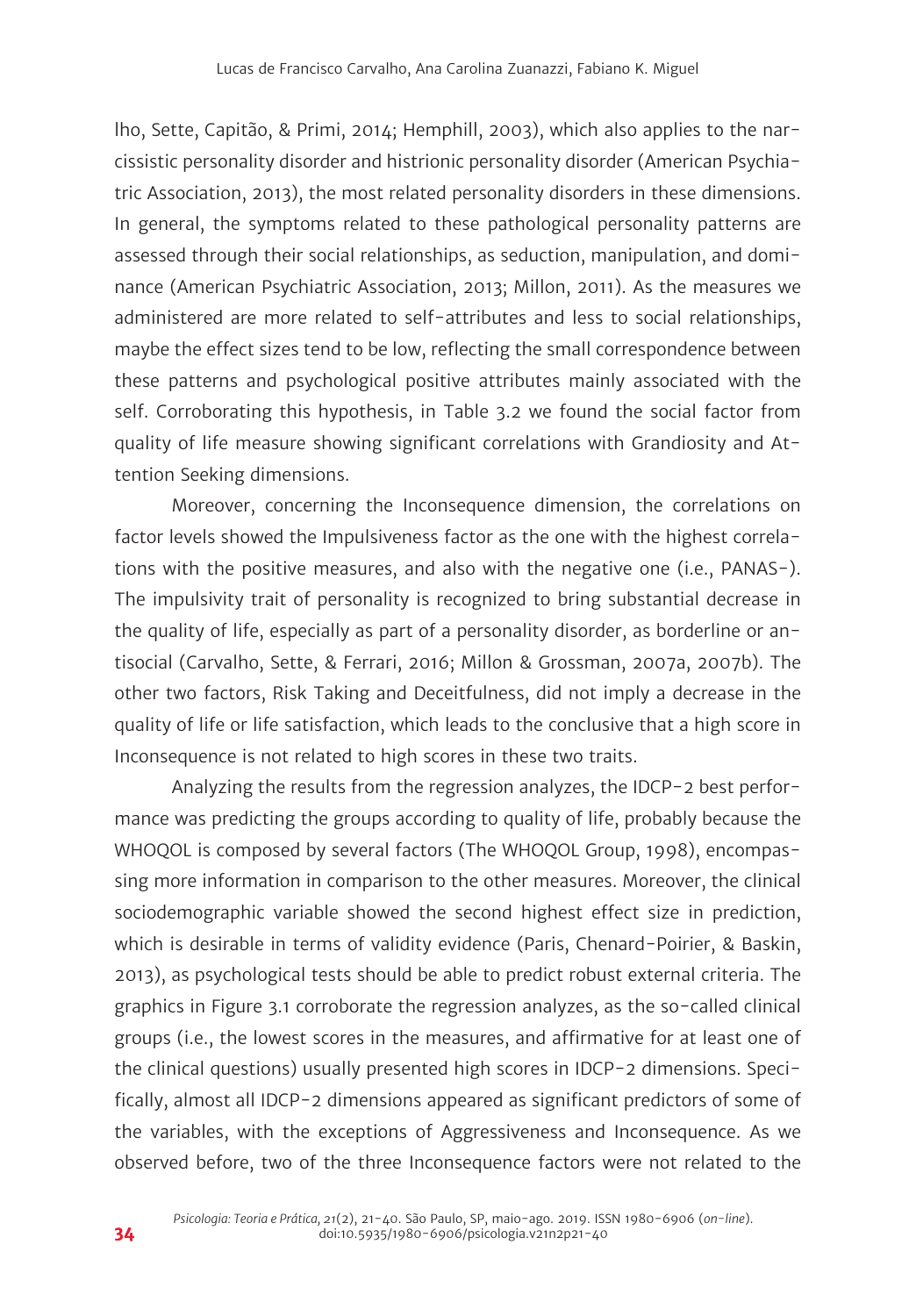lho, Sette, Capitão, & Primi, 2014; Hemphill, 2003), which also applies to the narcissistic personality disorder and histrionic personality disorder (American Psychiatric Association, 2013), the most related personality disorders in these dimensions. In general, the symptoms related to these pathological personality patterns are assessed through their social relationships, as seduction, manipulation, and dominance (American Psychiatric Association, 2013; Millon, 2011). As the measures we administered are more related to self-attributes and less to social relationships, maybe the effect sizes tend to be low, reflecting the small correspondence between these patterns and psychological positive attributes mainly associated with the self. Corroborating this hypothesis, in Table 3.2 we found the social factor from quality of life measure showing significant correlations with Grandiosity and Attention Seeking dimensions.

Moreover, concerning the Inconsequence dimension, the correlations on factor levels showed the Impulsiveness factor as the one with the highest correlations with the positive measures, and also with the negative one (i.e., PANAS-). The impulsivity trait of personality is recognized to bring substantial decrease in the quality of life, especially as part of a personality disorder, as borderline or antisocial (Carvalho, Sette, & Ferrari, 2016; Millon & Grossman, 2007a, 2007b). The other two factors, Risk Taking and Deceitfulness, did not imply a decrease in the quality of life or life satisfaction, which leads to the conclusive that a high score in Inconsequence is not related to high scores in these two traits.

Analyzing the results from the regression analyzes, the IDCP-2 best performance was predicting the groups according to quality of life, probably because the WHOQOL is composed by several factors (The WHOQOL Group, 1998), encompassing more information in comparison to the other measures. Moreover, the clinical sociodemographic variable showed the second highest effect size in prediction, which is desirable in terms of validity evidence (Paris, Chenard-Poirier, & Baskin, 2013), as psychological tests should be able to predict robust external criteria. The graphics in Figure 3.1 corroborate the regression analyzes, as the so-called clinical groups (i.e., the lowest scores in the measures, and affirmative for at least one of the clinical questions) usually presented high scores in IDCP-2 dimensions. Specifically, almost all IDCP-2 dimensions appeared as significant predictors of some of the variables, with the exceptions of Aggressiveness and Inconsequence. As we observed before, two of the three Inconsequence factors were not related to the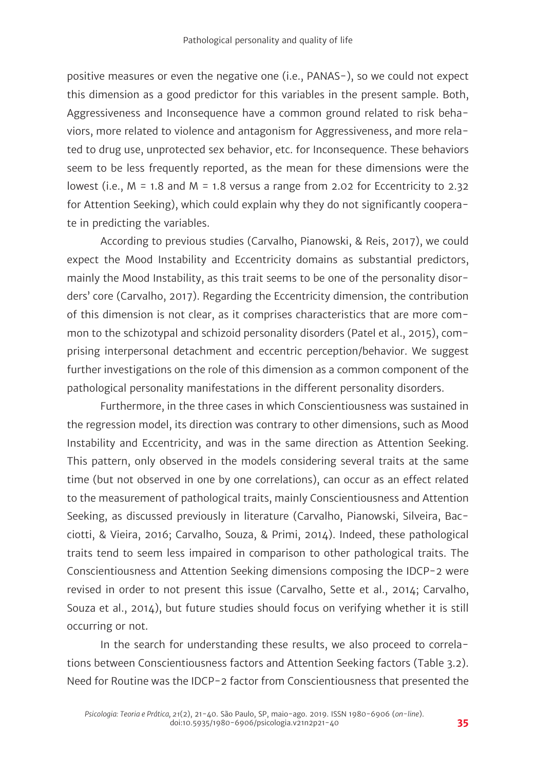positive measures or even the negative one (i.e., PANAS-), so we could not expect this dimension as a good predictor for this variables in the present sample. Both, Aggressiveness and Inconsequence have a common ground related to risk behaviors, more related to violence and antagonism for Aggressiveness, and more related to drug use, unprotected sex behavior, etc. for Inconsequence. These behaviors seem to be less frequently reported, as the mean for these dimensions were the lowest (i.e., M = 1.8 and M = 1.8 versus a range from 2.02 for Eccentricity to 2.32 for Attention Seeking), which could explain why they do not significantly cooperate in predicting the variables.

According to previous studies (Carvalho, Pianowski, & Reis, 2017), we could expect the Mood Instability and Eccentricity domains as substantial predictors, mainly the Mood Instability, as this trait seems to be one of the personality disorders' core (Carvalho, 2017). Regarding the Eccentricity dimension, the contribution of this dimension is not clear, as it comprises characteristics that are more common to the schizotypal and schizoid personality disorders (Patel et al., 2015), comprising interpersonal detachment and eccentric perception/behavior. We suggest further investigations on the role of this dimension as a common component of the pathological personality manifestations in the different personality disorders.

Furthermore, in the three cases in which Conscientiousness was sustained in the regression model, its direction was contrary to other dimensions, such as Mood Instability and Eccentricity, and was in the same direction as Attention Seeking. This pattern, only observed in the models considering several traits at the same time (but not observed in one by one correlations), can occur as an effect related to the measurement of pathological traits, mainly Conscientiousness and Attention Seeking, as discussed previously in literature (Carvalho, Pianowski, Silveira, Bacciotti, & Vieira, 2016; Carvalho, Souza, & Primi, 2014). Indeed, these pathological traits tend to seem less impaired in comparison to other pathological traits. The Conscientiousness and Attention Seeking dimensions composing the IDCP-2 were revised in order to not present this issue (Carvalho, Sette et al., 2014; Carvalho, Souza et al., 2014), but future studies should focus on verifying whether it is still occurring or not.

In the search for understanding these results, we also proceed to correlations between Conscientiousness factors and Attention Seeking factors (Table 3.2). Need for Routine was the IDCP-2 factor from Conscientiousness that presented the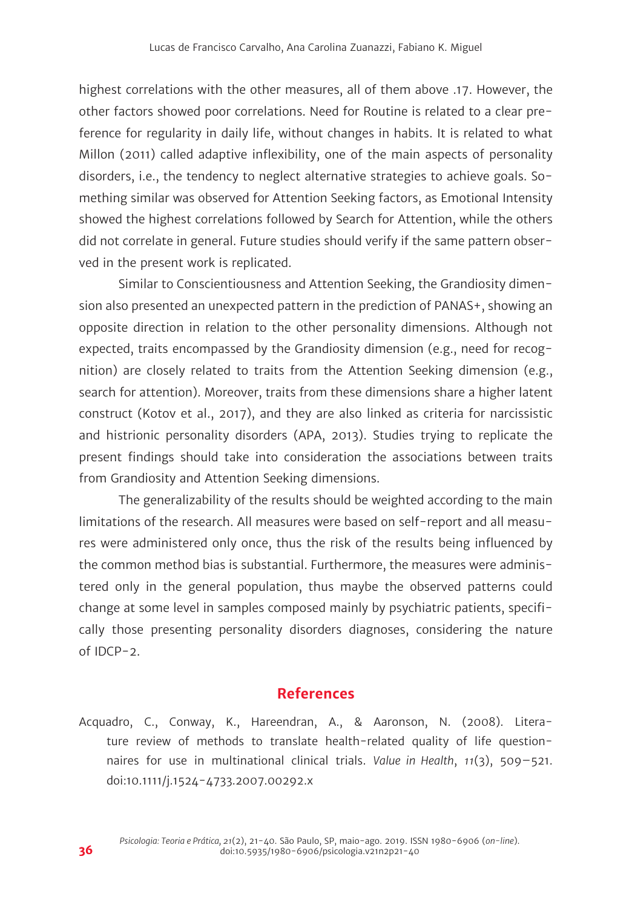highest correlations with the other measures, all of them above .17. However, the other factors showed poor correlations. Need for Routine is related to a clear preference for regularity in daily life, without changes in habits. It is related to what Millon (2011) called adaptive inflexibility, one of the main aspects of personality disorders, i.e., the tendency to neglect alternative strategies to achieve goals. Something similar was observed for Attention Seeking factors, as Emotional Intensity showed the highest correlations followed by Search for Attention, while the others did not correlate in general. Future studies should verify if the same pattern observed in the present work is replicated.

Similar to Conscientiousness and Attention Seeking, the Grandiosity dimension also presented an unexpected pattern in the prediction of PANAS+, showing an opposite direction in relation to the other personality dimensions. Although not expected, traits encompassed by the Grandiosity dimension (e.g., need for recognition) are closely related to traits from the Attention Seeking dimension (e.g., search for attention). Moreover, traits from these dimensions share a higher latent construct (Kotov et al., 2017), and they are also linked as criteria for narcissistic and histrionic personality disorders (APA, 2013). Studies trying to replicate the present findings should take into consideration the associations between traits from Grandiosity and Attention Seeking dimensions.

The generalizability of the results should be weighted according to the main limitations of the research. All measures were based on self-report and all measures were administered only once, thus the risk of the results being influenced by the common method bias is substantial. Furthermore, the measures were administered only in the general population, thus maybe the observed patterns could change at some level in samples composed mainly by psychiatric patients, specifically those presenting personality disorders diagnoses, considering the nature of IDCP-2.

## References

Acquadro, C., Conway, K., Hareendran, A., & Aaronson, N. (2008). Literature review of methods to translate health-related quality of life questionnaires for use in multinational clinical trials. *Value in Health*, *11*(3), 509–521. doi:10.1111/j.1524-4733.2007.00292.x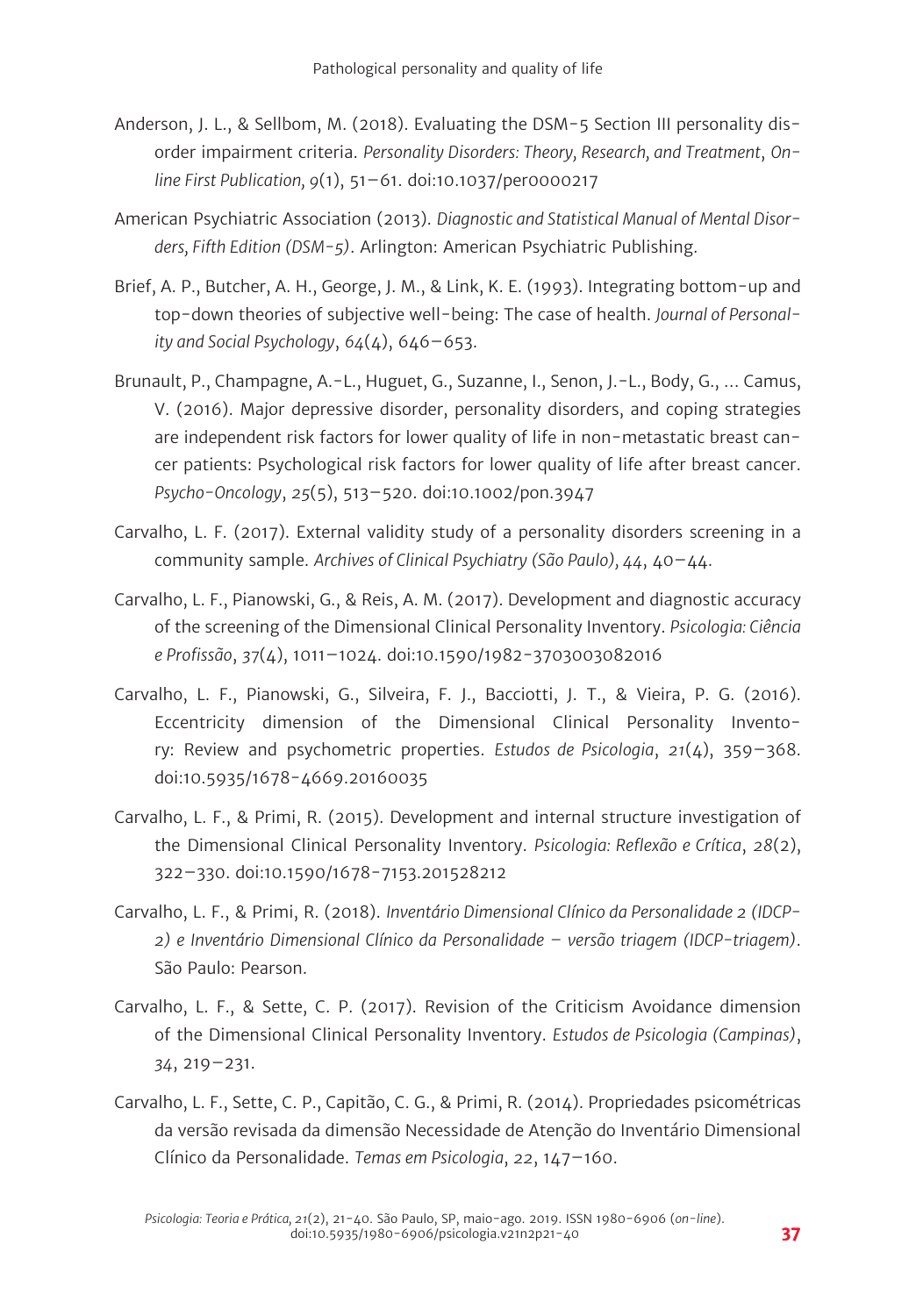Anderson, J. L., & Sellbom, M. (2018). Evaluating the DSM-5 Section III personality disorder impairment criteria. *Personality Disorders: Theory, Research, and Treatment*, *Online First Publication, 9*(1), 51–61. doi:10.1037/per0000217

American Psychiatric Association (2013). *Diagnostic and Statistical Manual of Mental Disorders, Fifth Edition (DSM-5)*. Arlington: American Psychiatric Publishing.

Brief, A. P., Butcher, A. H., George, J. M., & Link, K. E. (1993). Integrating bottom-up and top-down theories of subjective well-being: The case of health. *Journal of Personality and Social Psychology*, *64*(4), 646–653.

Brunault, P., Champagne, A.-L., Huguet, G., Suzanne, I., Senon, J.-L., Body, G., ... Camus, V. (2016). Major depressive disorder, personality disorders, and coping strategies are independent risk factors for lower quality of life in non-metastatic breast cancer patients: Psychological risk factors for lower quality of life after breast cancer. *Psycho-Oncology*, *25*(5), 513–520. doi:10.1002/pon.3947

Carvalho, L. F. (2017). External validity study of a personality disorders screening in a community sample. *Archives of Clinical Psychiatry (São Paulo)*, *44*, 40–44.

Carvalho, L. F., Pianowski, G., & Reis, A. M. (2017). Development and diagnostic accuracy of the screening of the Dimensional Clinical Personality Inventory. *Psicologia: Ciência e Profissão*, *37*(4), 1011–1024. doi:10.1590/1982-3703003082016

Carvalho, L. F., Pianowski, G., Silveira, F. J., Bacciotti, J. T., & Vieira, P. G. (2016). Eccentricity dimension of the Dimensional Clinical Personality Inventory: Review and psychometric properties. *Estudos de Psicologia*, *21*(4), 359–368. doi:10.5935/1678-4669.20160035

Carvalho, L. F., & Primi, R. (2015). Development and internal structure investigation of the Dimensional Clinical Personality Inventory. *Psicologia: Reflexão e Crítica*, *28*(2), 322–330. doi:10.1590/1678-7153.201528212

Carvalho, L. F., & Primi, R. (2018). *Inventário Dimensional Clínico da Personalidade 2 (IDCP-2) e Inventário Dimensional Clínico da Personalidade – versão triagem (IDCP-triagem)*. São Paulo: Pearson.

Carvalho, L. F., & Sette, C. P. (2017). Revision of the Criticism Avoidance dimension of the Dimensional Clinical Personality Inventory. *Estudos de Psicologia (Campinas)*, *34*, 219–231.

Carvalho, L. F., Sette, C. P., Capitão, C. G., & Primi, R. (2014). Propriedades psicométricas da versão revisada da dimensão Necessidade de Atenção do Inventário Dimensional Clínico da Personalidade. *Temas em Psicologia*, *22*, 147–160.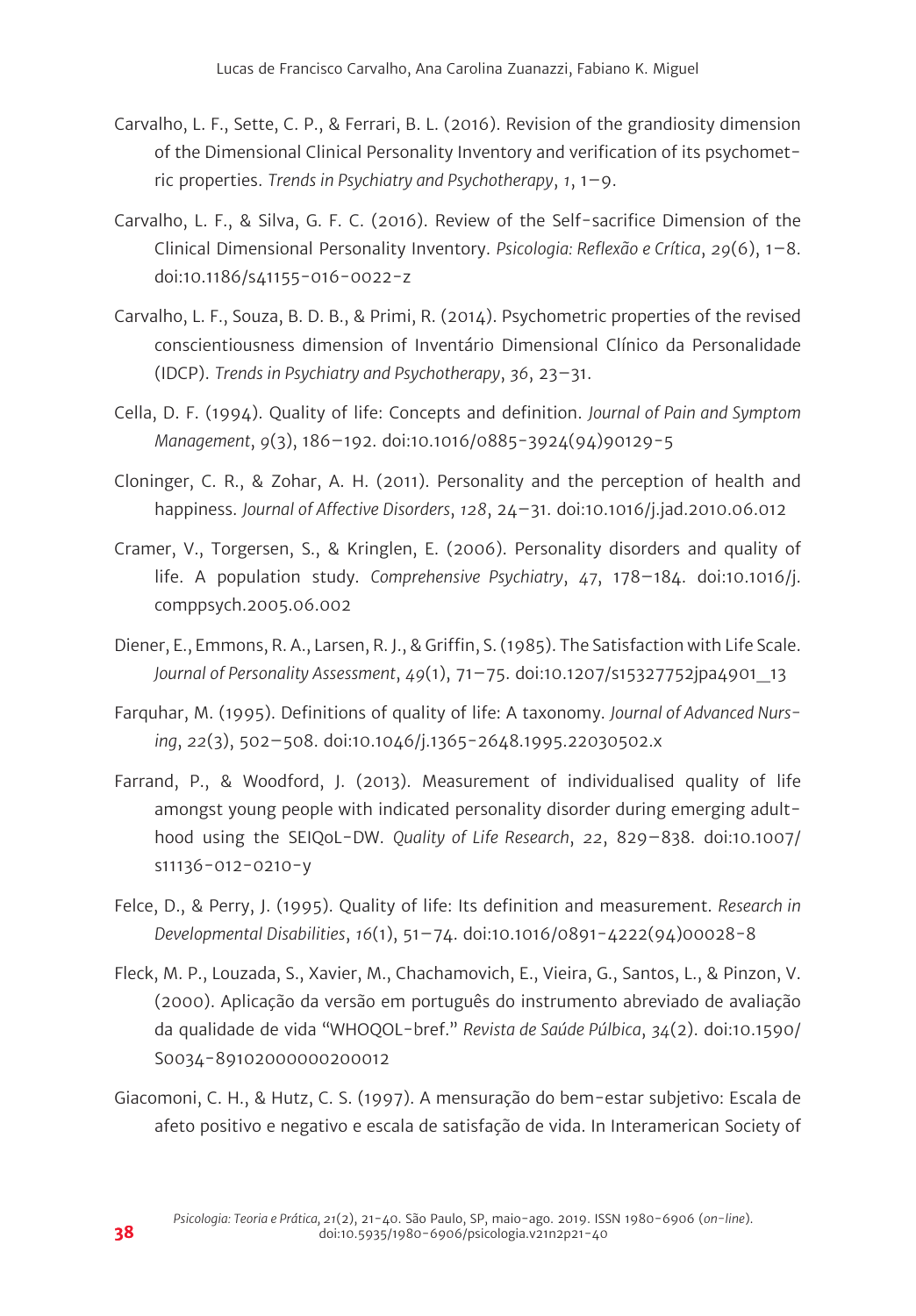Carvalho, L. F., Sette, C. P., & Ferrari, B. L. (2016). Revision of the grandiosity dimension of the Dimensional Clinical Personality Inventory and verification of its psychometric properties. *Trends in Psychiatry and Psychotherapy*, *1*, 1–9.

Carvalho, L. F., & Silva, G. F. C. (2016). Review of the Self-sacrifice Dimension of the Clinical Dimensional Personality Inventory. *Psicologia: Reflexão e Crítica*, *29*(6), 1–8. doi:10.1186/s41155-016-0022-z

Carvalho, L. F., Souza, B. D. B., & Primi, R. (2014). Psychometric properties of the revised conscientiousness dimension of Inventário Dimensional Clínico da Personalidade (IDCP). *Trends in Psychiatry and Psychotherapy*, *36*, 23–31.

Cella, D. F. (1994). Quality of life: Concepts and definition. *Journal of Pain and Symptom Management*, *9*(3), 186–192. doi:10.1016/0885-3924(94)90129-5

Cloninger, C. R., & Zohar, A. H. (2011). Personality and the perception of health and happiness. *Journal of Affective Disorders*, *128*, 24–31. doi:10.1016/j.jad.2010.06.012

Cramer, V., Torgersen, S., & Kringlen, E. (2006). Personality disorders and quality of life. A population study. *Comprehensive Psychiatry*, *47*, 178–184. doi:10.1016/j.comppsych.2005.06.002

Diener, E., Emmons, R. A., Larsen, R. J., & Griffin, S. (1985). The Satisfaction with Life Scale. *Journal of Personality Assessment*, *49*(1), 71–75. doi:10.1207/s15327752jpa4901_13

Farquhar, M. (1995). Definitions of quality of life: A taxonomy. *Journal of Advanced Nursing*, *22*(3), 502–508. doi:10.1046/j.1365-2648.1995.22030502.x

Farrand, P., & Woodford, J. (2013). Measurement of individualised quality of life amongst young people with indicated personality disorder during emerging adulthood using the SEIQoL-DW. *Quality of Life Research*, *22*, 829–838. doi:10.1007/s11136-012-0210-y

Felce, D., & Perry, J. (1995). Quality of life: Its definition and measurement. *Research in Developmental Disabilities*, *16*(1), 51–74. doi:10.1016/0891-4222(94)00028-8

Fleck, M. P., Louzada, S., Xavier, M., Chachamovich, E., Vieira, G., Santos, L., & Pinzon, V. (2000). Aplicação da versão em português do instrumento abreviado de avaliação da qualidade de vida "WHOQOL-bref." *Revista de Saúde Pública*, *34*(2). doi:10.1590/S0034-89102000000200012

Giacomoni, C. H., & Hutz, C. S. (1997). A mensuração do bem-estar subjetivo: Escala de afeto positivo e negativo e escala de satisfação de vida. In Interamerican Society of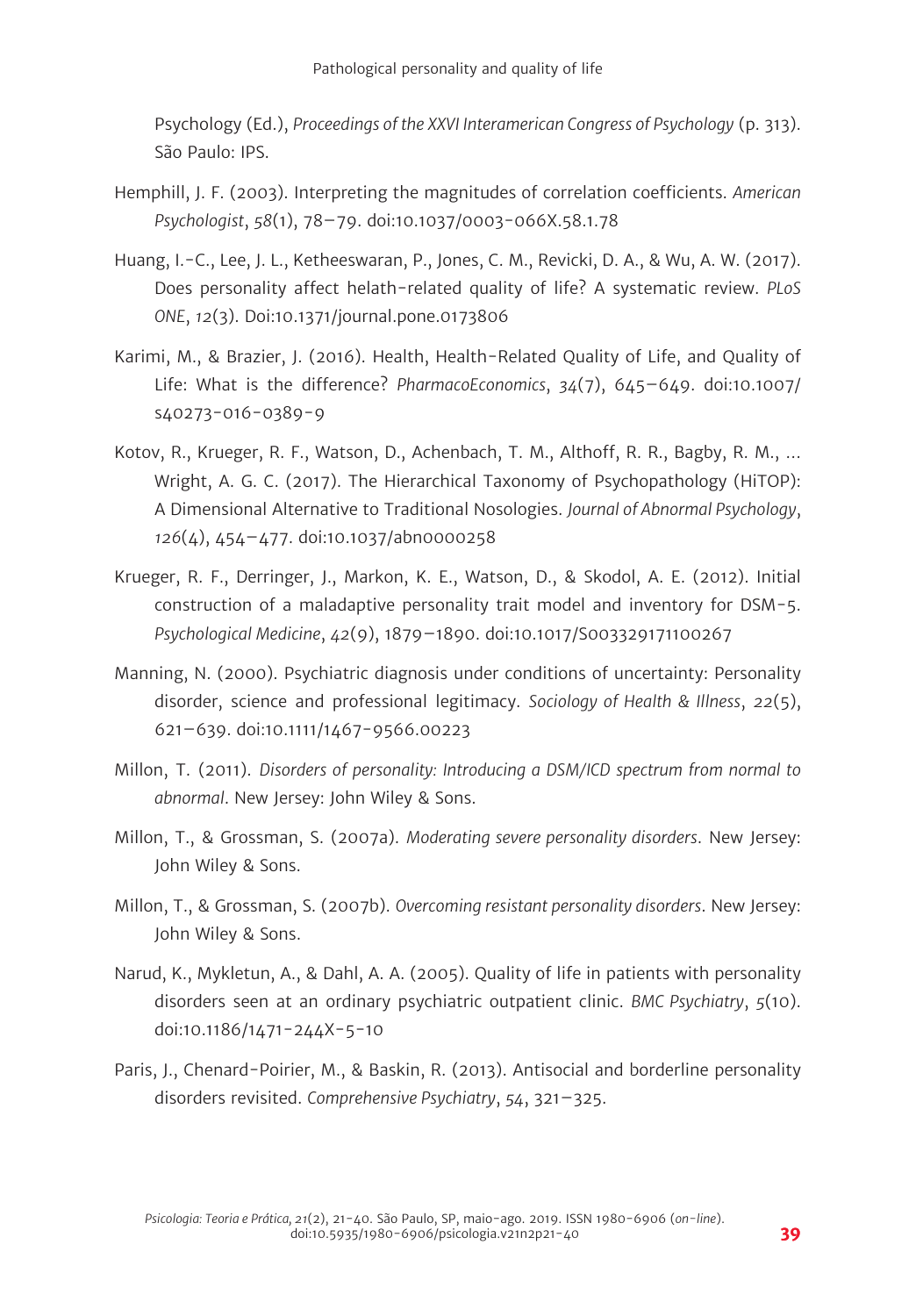Psychology (Ed.), *Proceedings of the XXVI Interamerican Congress of Psychology* (p. 313). São Paulo: IPS.

Hemphill, J. F. (2003). Interpreting the magnitudes of correlation coefficients. *American Psychologist*, *58*(1), 78–79. doi:10.1037/0003-066X.58.1.78

Huang, I.-C., Lee, J. L., Ketheeswaran, P., Jones, C. M., Revicki, D. A., & Wu, A. W. (2017). Does personality affect helath-related quality of life? A systematic review. *PLoS ONE*, *12*(3). Doi:10.1371/journal.pone.0173806

Karimi, M., & Brazier, J. (2016). Health, Health-Related Quality of Life, and Quality of Life: What is the difference? *PharmacoEconomics*, *34*(7), 645–649. doi:10.1007/s40273-016-0389-9

Kotov, R., Krueger, R. F., Watson, D., Achenbach, T. M., Althoff, R. R., Bagby, R. M., ... Wright, A. G. C. (2017). The Hierarchical Taxonomy of Psychopathology (HiTOP): A Dimensional Alternative to Traditional Nosologies. *Journal of Abnormal Psychology*, *126*(4), 454–477. doi:10.1037/abn0000258

Krueger, R. F., Derringer, J., Markon, K. E., Watson, D., & Skodol, A. E. (2012). Initial construction of a maladaptive personality trait model and inventory for DSM-5. *Psychological Medicine*, *42*(9), 1879–1890. doi:10.1017/S003329171100267

Manning, N. (2000). Psychiatric diagnosis under conditions of uncertainty: Personality disorder, science and professional legitimacy. *Sociology of Health & Illness*, *22*(5), 621–639. doi:10.1111/1467-9566.00223

Millon, T. (2011). *Disorders of personality: Introducing a DSM/ICD spectrum from normal to abnormal*. New Jersey: John Wiley & Sons.

Millon, T., & Grossman, S. (2007a). *Moderating severe personality disorders*. New Jersey: John Wiley & Sons.

Millon, T., & Grossman, S. (2007b). *Overcoming resistant personality disorders*. New Jersey: John Wiley & Sons.

Narud, K., Mykletun, A., & Dahl, A. A. (2005). Quality of life in patients with personality disorders seen at an ordinary psychiatric outpatient clinic. *BMC Psychiatry*, *5*(10). doi:10.1186/1471-244X-5-10

Paris, J., Chenard-Poirier, M., & Baskin, R. (2013). Antisocial and borderline personality disorders revisited. *Comprehensive Psychiatry*, *54*, 321–325.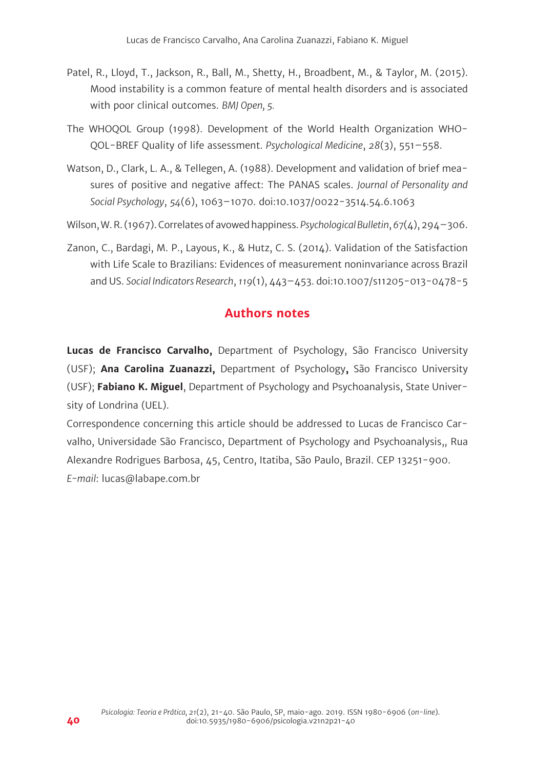Patel, R., Lloyd, T., Jackson, R., Ball, M., Shetty, H., Broadbent, M., & Taylor, M. (2015). Mood instability is a common feature of mental health disorders and is associated with poor clinical outcomes. *BMJ Open, 5.*

The WHOQOL Group (1998). Development of the World Health Organization WHOQOL-BREF Quality of life assessment. *Psychological Medicine*, *28*(3), 551–558.

Watson, D., Clark, L. A., & Tellegen, A. (1988). Development and validation of brief measures of positive and negative affect: The PANAS scales. *Journal of Personality and Social Psychology*, *54*(6), 1063–1070. doi:10.1037/0022-3514.54.6.1063

Wilson, W. R. (1967). Correlates of avowed happiness. *Psychological Bulletin*, *67*(4), 294–306.

Zanon, C., Bardagi, M. P., Layous, K., & Hutz, C. S. (2014). Validation of the Satisfaction with Life Scale to Brazilians: Evidences of measurement noninvariance across Brazil and US. *Social Indicators Research*, *119*(1), 443–453. doi:10.1007/s11205-013-0478-5

## Authors notes

**Lucas de Francisco Carvalho,** Department of Psychology, São Francisco University (USF); **Ana Carolina Zuanazzi,** Department of Psychology**,** São Francisco University (USF); **Fabiano K. Miguel**, Department of Psychology and Psychoanalysis, State University of Londrina (UEL).

Correspondence concerning this article should be addressed to Lucas de Francisco Carvalho, Universidade São Francisco, Department of Psychology and Psychoanalysis,, Rua Alexandre Rodrigues Barbosa, 45, Centro, Itatiba, São Paulo, Brazil. CEP 13251-900.

*E-mail*: lucas@labape.com.br